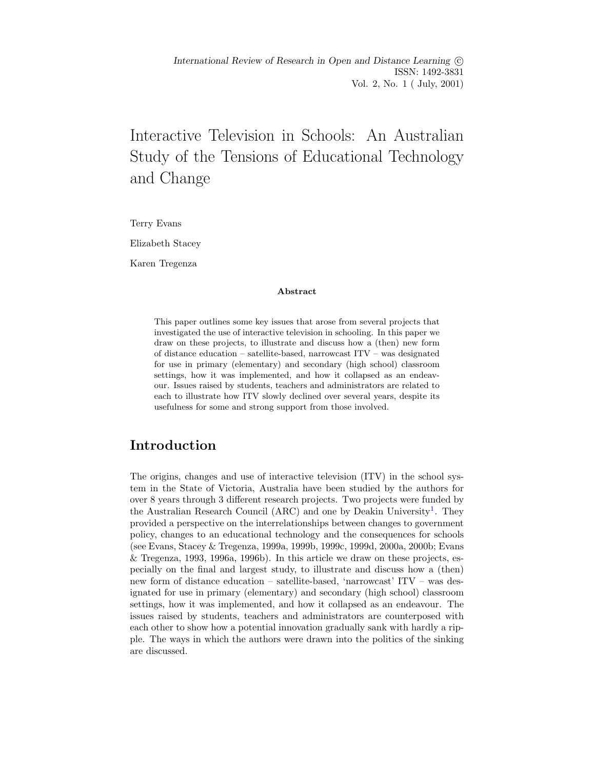*International Review of Research in Open and Distance Learning* ©
ISSN: 1492-3831
Vol. 2, No. 1 ( July, 2001)

# Interactive Television in Schools: An Australian Study of the Tensions of Educational Technology and Change

Terry Evans

Elizabeth Stacey

Karen Tregenza

**Abstract**

This paper outlines some key issues that arose from several projects that investigated the use of interactive television in schooling. In this paper we draw on these projects, to illustrate and discuss how a (then) new form of distance education – satellite-based, narrowcast ITV – was designated for use in primary (elementary) and secondary (high school) classroom settings, how it was implemented, and how it collapsed as an endeavour. Issues raised by students, teachers and administrators are related to each to illustrate how ITV slowly declined over several years, despite its usefulness for some and strong support from those involved.

## Introduction

The origins, changes and use of interactive television (ITV) in the school system in the State of Victoria, Australia have been studied by the authors for over 8 years through 3 different research projects. Two projects were funded by the Australian Research Council (ARC) and one by Deakin University[1]. They provided a perspective on the interrelationships between changes to government policy, changes to an educational technology and the consequences for schools (see Evans, Stacey & Tregenza, 1999a, 1999b, 1999c, 1999d, 2000a, 2000b; Evans & Tregenza, 1993, 1996a, 1996b). In this article we draw on these projects, especially on the final and largest study, to illustrate and discuss how a (then) new form of distance education – satellite-based, 'narrowcast' ITV – was designated for use in primary (elementary) and secondary (high school) classroom settings, how it was implemented, and how it collapsed as an endeavour. The issues raised by students, teachers and administrators are counterposed with each other to show how a potential innovation gradually sank with hardly a ripple. The ways in which the authors were drawn into the politics of the sinking are discussed.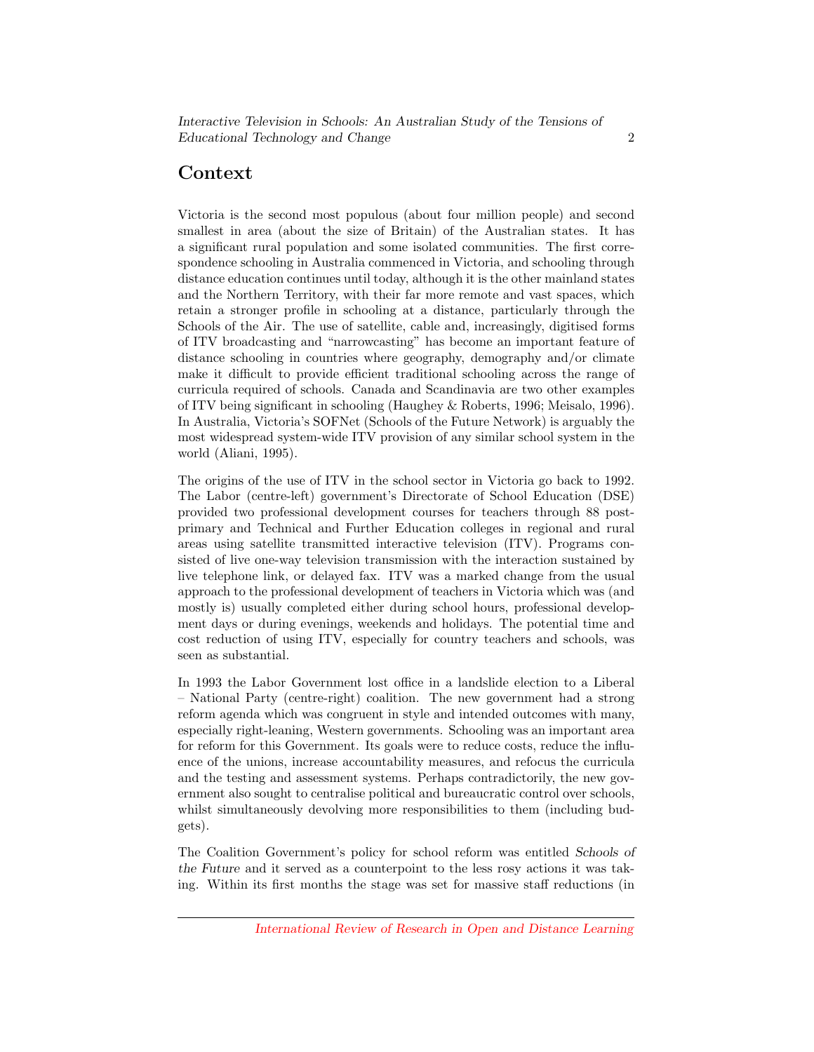## Context

Victoria is the second most populous (about four million people) and second smallest in area (about the size of Britain) of the Australian states. It has a significant rural population and some isolated communities. The first correspondence schooling in Australia commenced in Victoria, and schooling through distance education continues until today, although it is the other mainland states and the Northern Territory, with their far more remote and vast spaces, which retain a stronger profile in schooling at a distance, particularly through the Schools of the Air. The use of satellite, cable and, increasingly, digitised forms of ITV broadcasting and "narrowcasting" has become an important feature of distance schooling in countries where geography, demography and/or climate make it difficult to provide efficient traditional schooling across the range of curricula required of schools. Canada and Scandinavia are two other examples of ITV being significant in schooling (Haughey & Roberts, 1996; Meisalo, 1996). In Australia, Victoria's SOFNet (Schools of the Future Network) is arguably the most widespread system-wide ITV provision of any similar school system in the world (Aliani, 1995).

The origins of the use of ITV in the school sector in Victoria go back to 1992. The Labor (centre-left) government's Directorate of School Education (DSE) provided two professional development courses for teachers through 88 post-primary and Technical and Further Education colleges in regional and rural areas using satellite transmitted interactive television (ITV). Programs consisted of live one-way television transmission with the interaction sustained by live telephone link, or delayed fax. ITV was a marked change from the usual approach to the professional development of teachers in Victoria which was (and mostly is) usually completed either during school hours, professional development days or during evenings, weekends and holidays. The potential time and cost reduction of using ITV, especially for country teachers and schools, was seen as substantial.

In 1993 the Labor Government lost office in a landslide election to a Liberal – National Party (centre-right) coalition. The new government had a strong reform agenda which was congruent in style and intended outcomes with many, especially right-leaning, Western governments. Schooling was an important area for reform for this Government. Its goals were to reduce costs, reduce the influence of the unions, increase accountability measures, and refocus the curricula and the testing and assessment systems. Perhaps contradictorily, the new government also sought to centralise political and bureaucratic control over schools, whilst simultaneously devolving more responsibilities to them (including budgets).

The Coalition Government's policy for school reform was entitled *Schools of the Future* and it served as a counterpoint to the less rosy actions it was taking. Within its first months the stage was set for massive staff reductions (in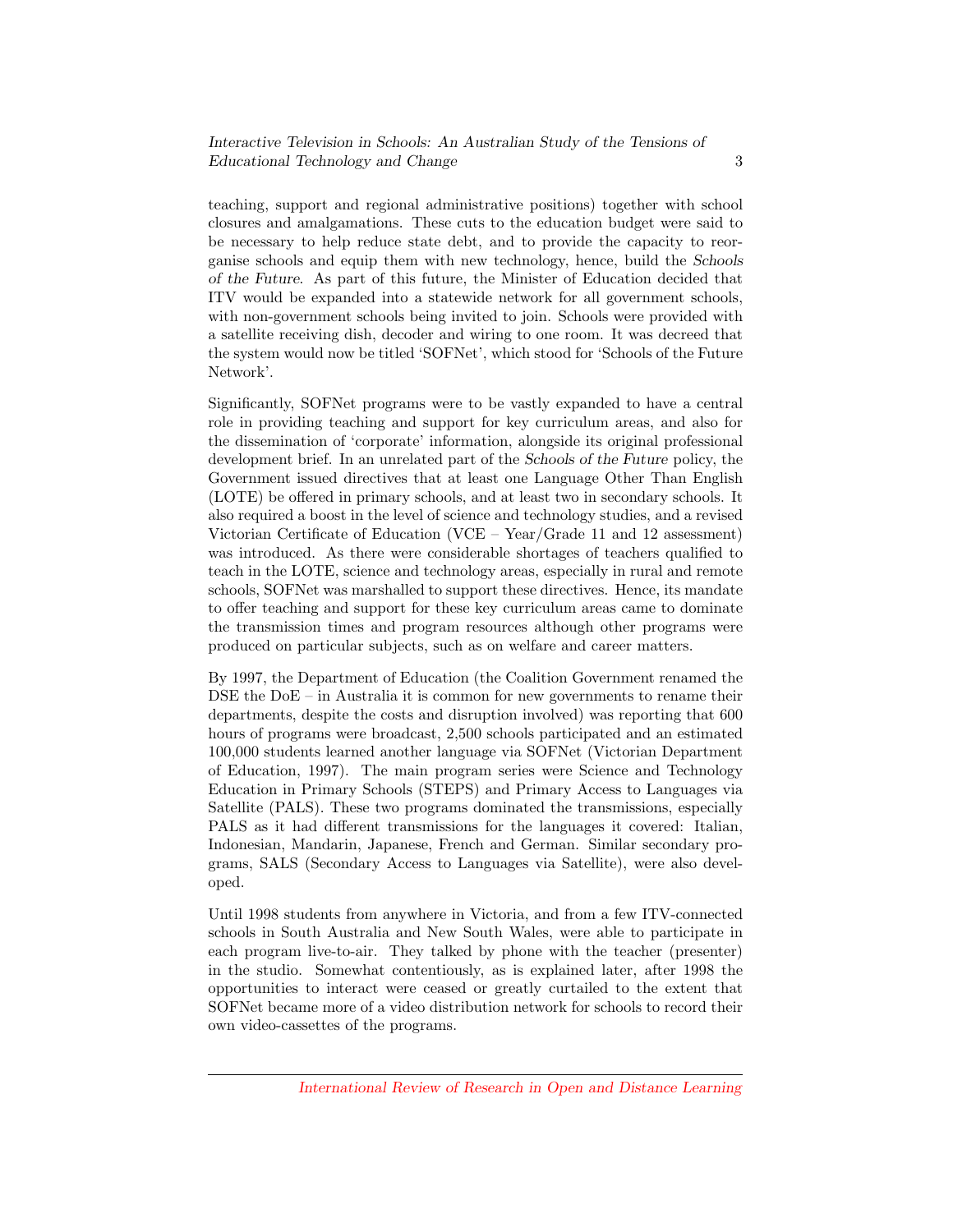teaching, support and regional administrative positions) together with school closures and amalgamations. These cuts to the education budget were said to be necessary to help reduce state debt, and to provide the capacity to reorganise schools and equip them with new technology, hence, build the *Schools of the Future*. As part of this future, the Minister of Education decided that ITV would be expanded into a statewide network for all government schools, with non-government schools being invited to join. Schools were provided with a satellite receiving dish, decoder and wiring to one room. It was decreed that the system would now be titled 'SOFNet', which stood for 'Schools of the Future Network'.

Significantly, SOFNet programs were to be vastly expanded to have a central role in providing teaching and support for key curriculum areas, and also for the dissemination of 'corporate' information, alongside its original professional development brief. In an unrelated part of the *Schools of the Future* policy, the Government issued directives that at least one Language Other Than English (LOTE) be offered in primary schools, and at least two in secondary schools. It also required a boost in the level of science and technology studies, and a revised Victorian Certificate of Education (VCE – Year/Grade 11 and 12 assessment) was introduced. As there were considerable shortages of teachers qualified to teach in the LOTE, science and technology areas, especially in rural and remote schools, SOFNet was marshalled to support these directives. Hence, its mandate to offer teaching and support for these key curriculum areas came to dominate the transmission times and program resources although other programs were produced on particular subjects, such as on welfare and career matters.

By 1997, the Department of Education (the Coalition Government renamed the DSE the DoE – in Australia it is common for new governments to rename their departments, despite the costs and disruption involved) was reporting that 600 hours of programs were broadcast, 2,500 schools participated and an estimated 100,000 students learned another language via SOFNet (Victorian Department of Education, 1997). The main program series were Science and Technology Education in Primary Schools (STEPS) and Primary Access to Languages via Satellite (PALS). These two programs dominated the transmissions, especially PALS as it had different transmissions for the languages it covered: Italian, Indonesian, Mandarin, Japanese, French and German. Similar secondary programs, SALS (Secondary Access to Languages via Satellite), were also developed.

Until 1998 students from anywhere in Victoria, and from a few ITV-connected schools in South Australia and New South Wales, were able to participate in each program live-to-air. They talked by phone with the teacher (presenter) in the studio. Somewhat contentiously, as is explained later, after 1998 the opportunities to interact were ceased or greatly curtailed to the extent that SOFNet became more of a video distribution network for schools to record their own video-cassettes of the programs.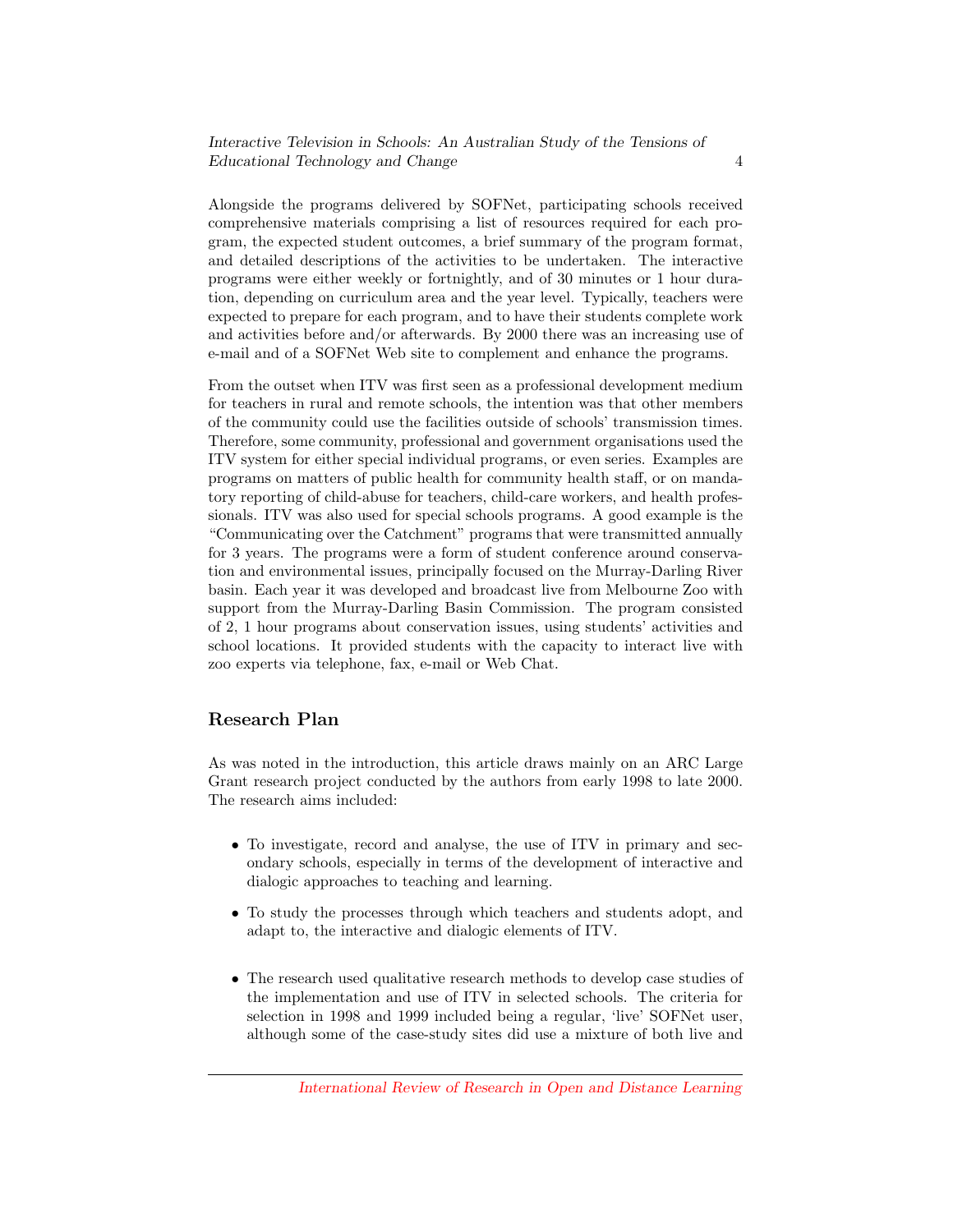Alongside the programs delivered by SOFNet, participating schools received comprehensive materials comprising a list of resources required for each program, the expected student outcomes, a brief summary of the program format, and detailed descriptions of the activities to be undertaken. The interactive programs were either weekly or fortnightly, and of 30 minutes or 1 hour duration, depending on curriculum area and the year level. Typically, teachers were expected to prepare for each program, and to have their students complete work and activities before and/or afterwards. By 2000 there was an increasing use of e-mail and of a SOFNet Web site to complement and enhance the programs.

From the outset when ITV was first seen as a professional development medium for teachers in rural and remote schools, the intention was that other members of the community could use the facilities outside of schools' transmission times. Therefore, some community, professional and government organisations used the ITV system for either special individual programs, or even series. Examples are programs on matters of public health for community health staff, or on mandatory reporting of child-abuse for teachers, child-care workers, and health professionals. ITV was also used for special schools programs. A good example is the "Communicating over the Catchment" programs that were transmitted annually for 3 years. The programs were a form of student conference around conservation and environmental issues, principally focused on the Murray-Darling River basin. Each year it was developed and broadcast live from Melbourne Zoo with support from the Murray-Darling Basin Commission. The program consisted of 2, 1 hour programs about conservation issues, using students' activities and school locations. It provided students with the capacity to interact live with zoo experts via telephone, fax, e-mail or Web Chat.

## Research Plan

As was noted in the introduction, this article draws mainly on an ARC Large Grant research project conducted by the authors from early 1998 to late 2000. The research aims included:

- To investigate, record and analyse, the use of ITV in primary and secondary schools, especially in terms of the development of interactive and dialogic approaches to teaching and learning.
- To study the processes through which teachers and students adopt, and adapt to, the interactive and dialogic elements of ITV.
- The research used qualitative research methods to develop case studies of the implementation and use of ITV in selected schools. The criteria for selection in 1998 and 1999 included being a regular, 'live' SOFNet user, although some of the case-study sites did use a mixture of both live and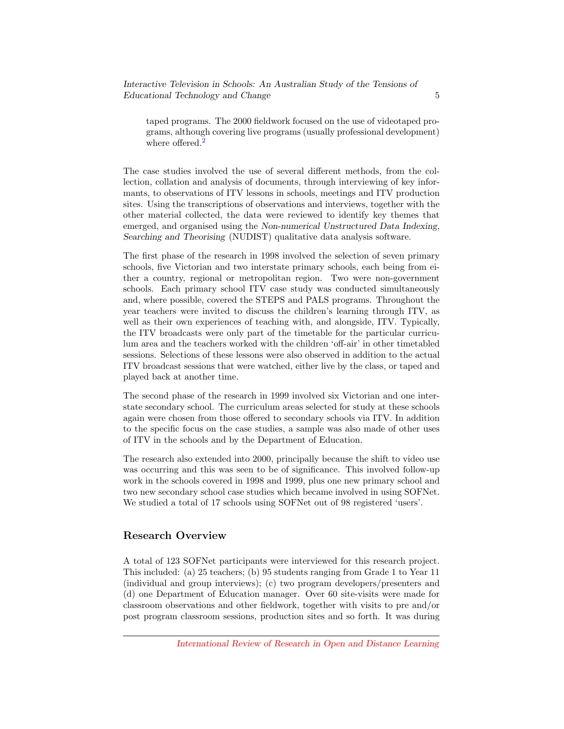taped programs. The 2000 fieldwork focused on the use of videotaped programs, although covering live programs (usually professional development) where offered.[2]

The case studies involved the use of several different methods, from the collection, collation and analysis of documents, through interviewing of key informants, to observations of ITV lessons in schools, meetings and ITV production sites. Using the transcriptions of observations and interviews, together with the other material collected, the data were reviewed to identify key themes that emerged, and organised using the *Non-numerical Unstructured Data Indexing, Searching and Theorising* (NUDIST) qualitative data analysis software.

The first phase of the research in 1998 involved the selection of seven primary schools, five Victorian and two interstate primary schools, each being from either a country, regional or metropolitan region. Two were non-government schools. Each primary school ITV case study was conducted simultaneously and, where possible, covered the STEPS and PALS programs. Throughout the year teachers were invited to discuss the children's learning through ITV, as well as their own experiences of teaching with, and alongside, ITV. Typically, the ITV broadcasts were only part of the timetable for the particular curriculum area and the teachers worked with the children 'off-air' in other timetabled sessions. Selections of these lessons were also observed in addition to the actual ITV broadcast sessions that were watched, either live by the class, or taped and played back at another time.

The second phase of the research in 1999 involved six Victorian and one interstate secondary school. The curriculum areas selected for study at these schools again were chosen from those offered to secondary schools via ITV. In addition to the specific focus on the case studies, a sample was also made of other uses of ITV in the schools and by the Department of Education.

The research also extended into 2000, principally because the shift to video use was occurring and this was seen to be of significance. This involved follow-up work in the schools covered in 1998 and 1999, plus one new primary school and two new secondary school case studies which became involved in using SOFNet. We studied a total of 17 schools using SOFNet out of 98 registered 'users'.

## Research Overview

A total of 123 SOFNet participants were interviewed for this research project. This included: (a) 25 teachers; (b) 95 students ranging from Grade 1 to Year 11 (individual and group interviews); (c) two program developers/presenters and (d) one Department of Education manager. Over 60 site-visits were made for classroom observations and other fieldwork, together with visits to pre and/or post program classroom sessions, production sites and so forth. It was during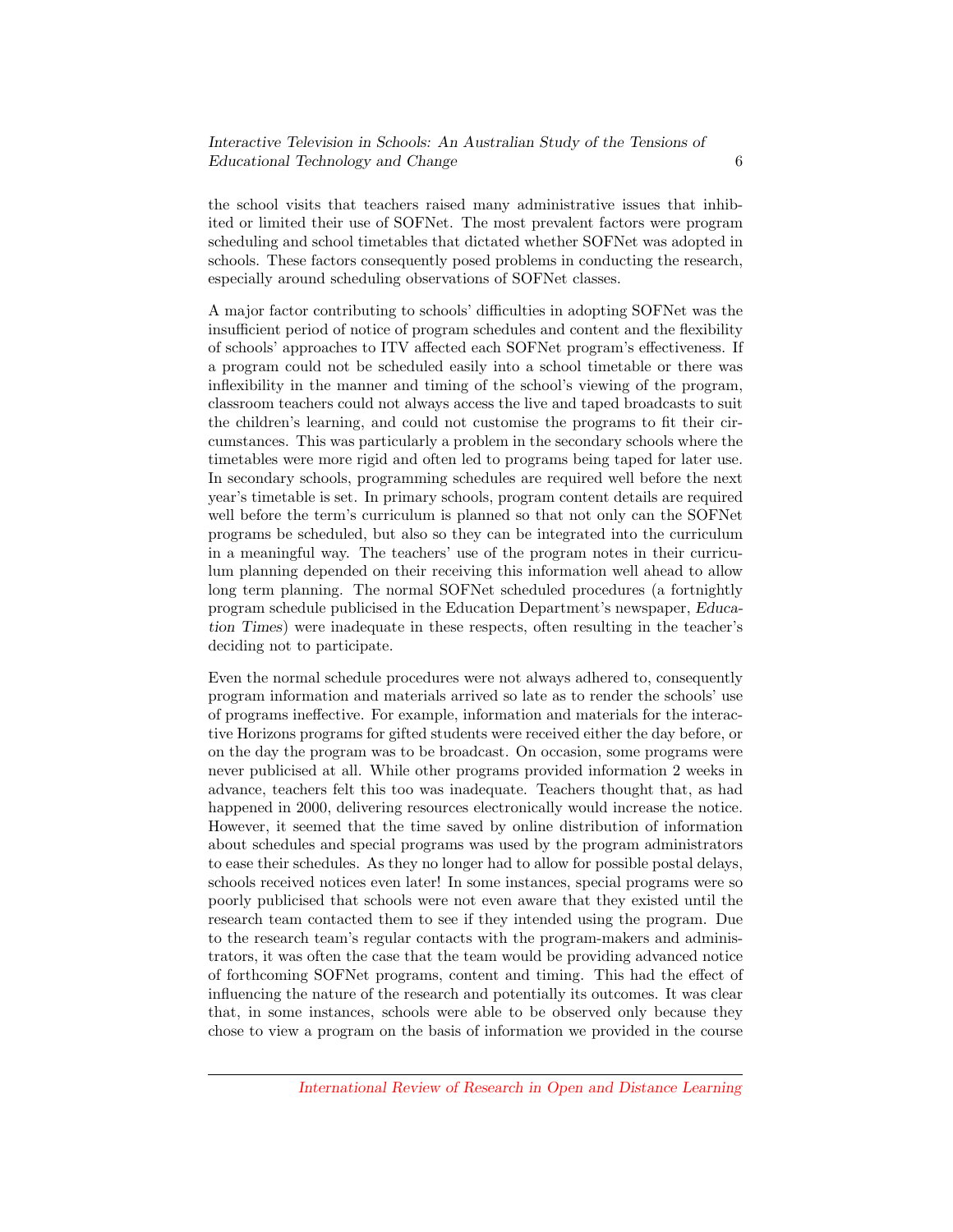the school visits that teachers raised many administrative issues that inhibited or limited their use of SOFNet. The most prevalent factors were program scheduling and school timetables that dictated whether SOFNet was adopted in schools. These factors consequently posed problems in conducting the research, especially around scheduling observations of SOFNet classes.

A major factor contributing to schools' difficulties in adopting SOFNet was the insufficient period of notice of program schedules and content and the flexibility of schools' approaches to ITV affected each SOFNet program's effectiveness. If a program could not be scheduled easily into a school timetable or there was inflexibility in the manner and timing of the school's viewing of the program, classroom teachers could not always access the live and taped broadcasts to suit the children's learning, and could not customise the programs to fit their circumstances. This was particularly a problem in the secondary schools where the timetables were more rigid and often led to programs being taped for later use. In secondary schools, programming schedules are required well before the next year's timetable is set. In primary schools, program content details are required well before the term's curriculum is planned so that not only can the SOFNet programs be scheduled, but also so they can be integrated into the curriculum in a meaningful way. The teachers' use of the program notes in their curriculum planning depended on their receiving this information well ahead to allow long term planning. The normal SOFNet scheduled procedures (a fortnightly program schedule publicised in the Education Department's newspaper, *Education Times*) were inadequate in these respects, often resulting in the teacher's deciding not to participate.

Even the normal schedule procedures were not always adhered to, consequently program information and materials arrived so late as to render the schools' use of programs ineffective. For example, information and materials for the interactive Horizons programs for gifted students were received either the day before, or on the day the program was to be broadcast. On occasion, some programs were never publicised at all. While other programs provided information 2 weeks in advance, teachers felt this too was inadequate. Teachers thought that, as had happened in 2000, delivering resources electronically would increase the notice. However, it seemed that the time saved by online distribution of information about schedules and special programs was used by the program administrators to ease their schedules. As they no longer had to allow for possible postal delays, schools received notices even later! In some instances, special programs were so poorly publicised that schools were not even aware that they existed until the research team contacted them to see if they intended using the program. Due to the research team's regular contacts with the program-makers and administrators, it was often the case that the team would be providing advanced notice of forthcoming SOFNet programs, content and timing. This had the effect of influencing the nature of the research and potentially its outcomes. It was clear that, in some instances, schools were able to be observed only because they chose to view a program on the basis of information we provided in the course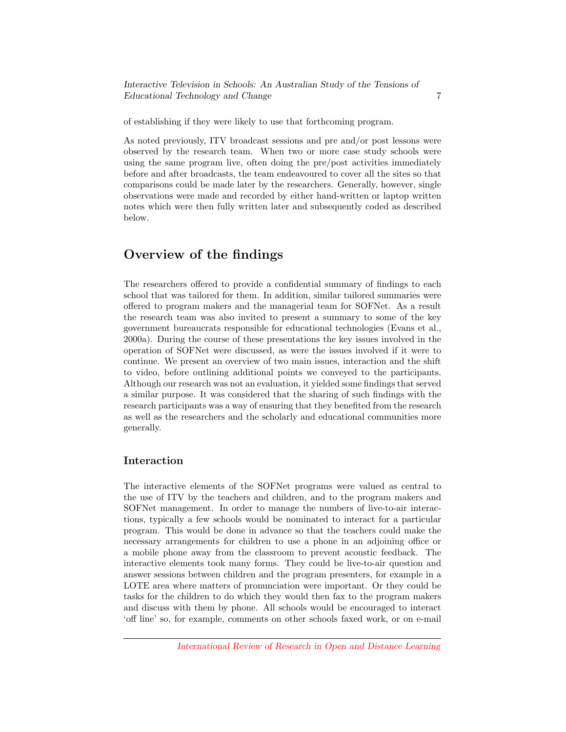of establishing if they were likely to use that forthcoming program.

As noted previously, ITV broadcast sessions and pre and/or post lessons were observed by the research team. When two or more case study schools were using the same program live, often doing the pre/post activities immediately before and after broadcasts, the team endeavoured to cover all the sites so that comparisons could be made later by the researchers. Generally, however, single observations were made and recorded by either hand-written or laptop written notes which were then fully written later and subsequently coded as described below.

## Overview of the findings

The researchers offered to provide a confidential summary of findings to each school that was tailored for them. In addition, similar tailored summaries were offered to program makers and the managerial team for SOFNet. As a result the research team was also invited to present a summary to some of the key government bureaucrats responsible for educational technologies (Evans et al., 2000a). During the course of these presentations the key issues involved in the operation of SOFNet were discussed, as were the issues involved if it were to continue. We present an overview of two main issues, interaction and the shift to video, before outlining additional points we conveyed to the participants. Although our research was not an evaluation, it yielded some findings that served a similar purpose. It was considered that the sharing of such findings with the research participants was a way of ensuring that they benefited from the research as well as the researchers and the scholarly and educational communities more generally.

### Interaction

The interactive elements of the SOFNet programs were valued as central to the use of ITV by the teachers and children, and to the program makers and SOFNet management. In order to manage the numbers of live-to-air interactions, typically a few schools would be nominated to interact for a particular program. This would be done in advance so that the teachers could make the necessary arrangements for children to use a phone in an adjoining office or a mobile phone away from the classroom to prevent acoustic feedback. The interactive elements took many forms. They could be live-to-air question and answer sessions between children and the program presenters, for example in a LOTE area where matters of pronunciation were important. Or they could be tasks for the children to do which they would then fax to the program makers and discuss with them by phone. All schools would be encouraged to interact 'off line' so, for example, comments on other schools faxed work, or on e-mail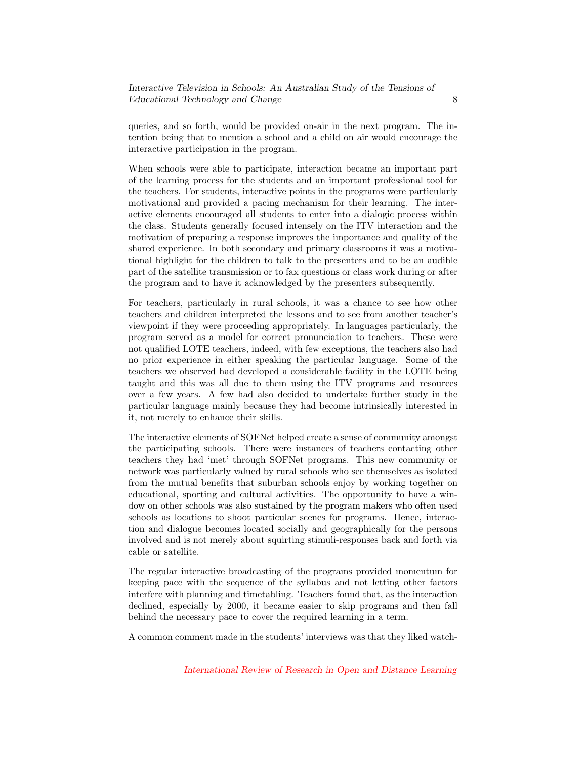queries, and so forth, would be provided on-air in the next program. The intention being that to mention a school and a child on air would encourage the interactive participation in the program.

When schools were able to participate, interaction became an important part of the learning process for the students and an important professional tool for the teachers. For students, interactive points in the programs were particularly motivational and provided a pacing mechanism for their learning. The interactive elements encouraged all students to enter into a dialogic process within the class. Students generally focused intensely on the ITV interaction and the motivation of preparing a response improves the importance and quality of the shared experience. In both secondary and primary classrooms it was a motivational highlight for the children to talk to the presenters and to be an audible part of the satellite transmission or to fax questions or class work during or after the program and to have it acknowledged by the presenters subsequently.

For teachers, particularly in rural schools, it was a chance to see how other teachers and children interpreted the lessons and to see from another teacher's viewpoint if they were proceeding appropriately. In languages particularly, the program served as a model for correct pronunciation to teachers. These were not qualified LOTE teachers, indeed, with few exceptions, the teachers also had no prior experience in either speaking the particular language. Some of the teachers we observed had developed a considerable facility in the LOTE being taught and this was all due to them using the ITV programs and resources over a few years. A few had also decided to undertake further study in the particular language mainly because they had become intrinsically interested in it, not merely to enhance their skills.

The interactive elements of SOFNet helped create a sense of community amongst the participating schools. There were instances of teachers contacting other teachers they had 'met' through SOFNet programs. This new community or network was particularly valued by rural schools who see themselves as isolated from the mutual benefits that suburban schools enjoy by working together on educational, sporting and cultural activities. The opportunity to have a window on other schools was also sustained by the program makers who often used schools as locations to shoot particular scenes for programs. Hence, interaction and dialogue becomes located socially and geographically for the persons involved and is not merely about squirting stimuli-responses back and forth via cable or satellite.

The regular interactive broadcasting of the programs provided momentum for keeping pace with the sequence of the syllabus and not letting other factors interfere with planning and timetabling. Teachers found that, as the interaction declined, especially by 2000, it became easier to skip programs and then fall behind the necessary pace to cover the required learning in a term.

A common comment made in the students' interviews was that they liked watch-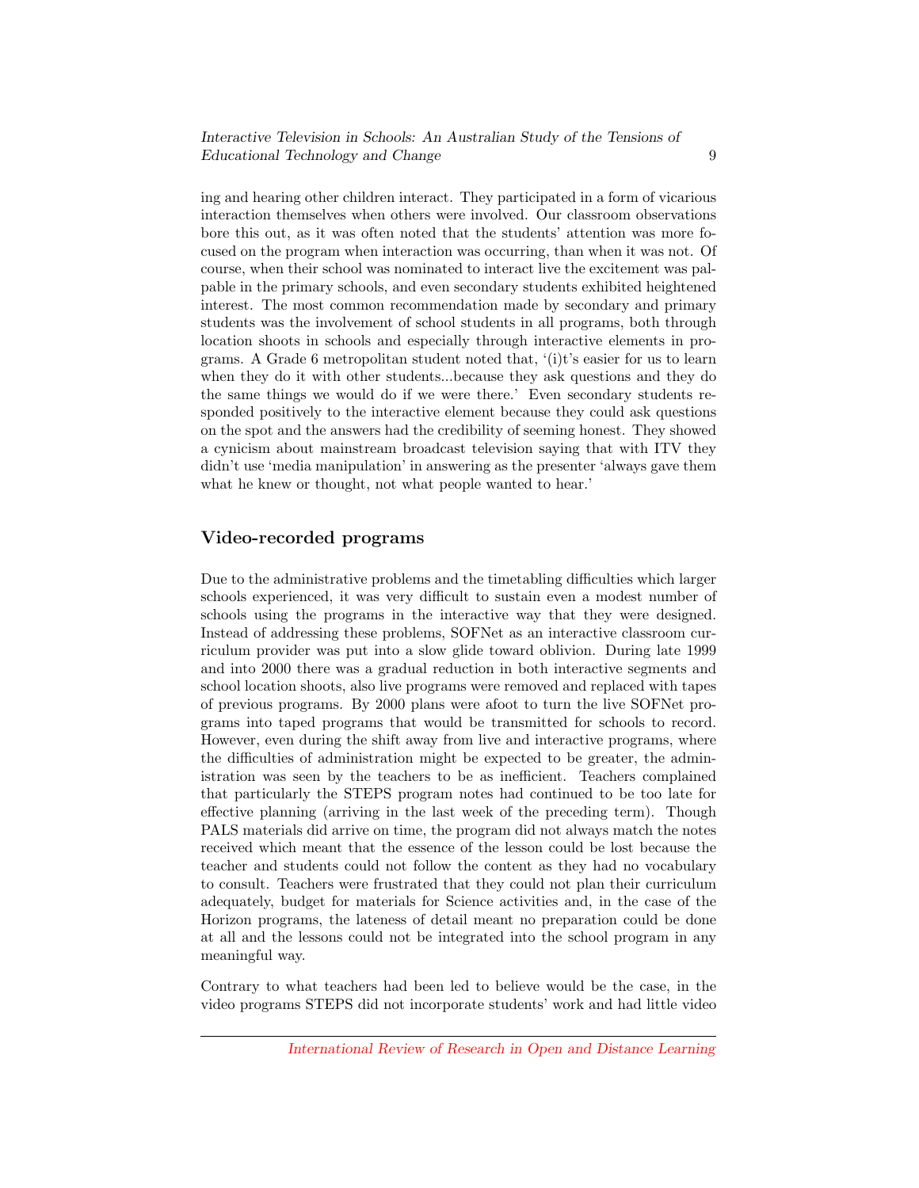ing and hearing other children interact. They participated in a form of vicarious interaction themselves when others were involved. Our classroom observations bore this out, as it was often noted that the students' attention was more focused on the program when interaction was occurring, than when it was not. Of course, when their school was nominated to interact live the excitement was palpable in the primary schools, and even secondary students exhibited heightened interest. The most common recommendation made by secondary and primary students was the involvement of school students in all programs, both through location shoots in schools and especially through interactive elements in programs. A Grade 6 metropolitan student noted that, '(i)t's easier for us to learn when they do it with other students...because they ask questions and they do the same things we would do if we were there.' Even secondary students responded positively to the interactive element because they could ask questions on the spot and the answers had the credibility of seeming honest. They showed a cynicism about mainstream broadcast television saying that with ITV they didn't use 'media manipulation' in answering as the presenter 'always gave them what he knew or thought, not what people wanted to hear.'

## Video-recorded programs

Due to the administrative problems and the timetabling difficulties which larger schools experienced, it was very difficult to sustain even a modest number of schools using the programs in the interactive way that they were designed. Instead of addressing these problems, SOFNet as an interactive classroom curriculum provider was put into a slow glide toward oblivion. During late 1999 and into 2000 there was a gradual reduction in both interactive segments and school location shoots, also live programs were removed and replaced with tapes of previous programs. By 2000 plans were afoot to turn the live SOFNet programs into taped programs that would be transmitted for schools to record. However, even during the shift away from live and interactive programs, where the difficulties of administration might be expected to be greater, the administration was seen by the teachers to be as inefficient. Teachers complained that particularly the STEPS program notes had continued to be too late for effective planning (arriving in the last week of the preceding term). Though PALS materials did arrive on time, the program did not always match the notes received which meant that the essence of the lesson could be lost because the teacher and students could not follow the content as they had no vocabulary to consult. Teachers were frustrated that they could not plan their curriculum adequately, budget for materials for Science activities and, in the case of the Horizon programs, the lateness of detail meant no preparation could be done at all and the lessons could not be integrated into the school program in any meaningful way.

Contrary to what teachers had been led to believe would be the case, in the video programs STEPS did not incorporate students' work and had little video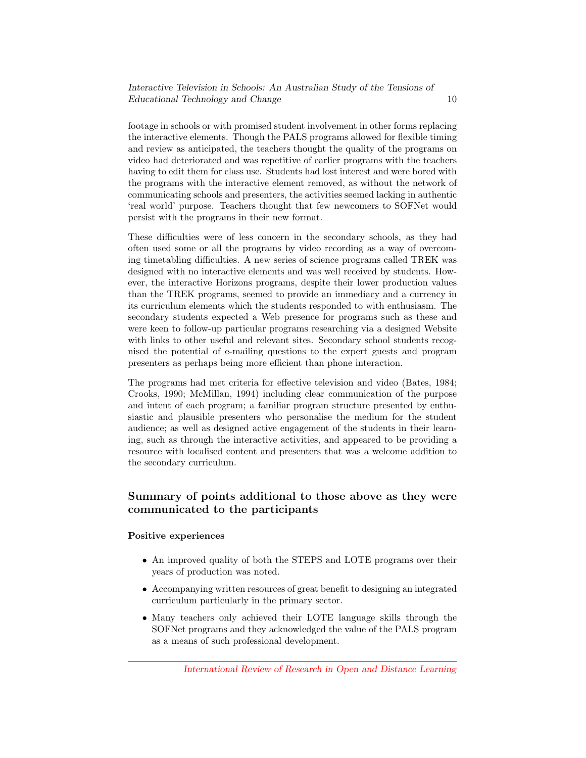footage in schools or with promised student involvement in other forms replacing the interactive elements. Though the PALS programs allowed for flexible timing and review as anticipated, the teachers thought the quality of the programs on video had deteriorated and was repetitive of earlier programs with the teachers having to edit them for class use. Students had lost interest and were bored with the programs with the interactive element removed, as without the network of communicating schools and presenters, the activities seemed lacking in authentic 'real world' purpose. Teachers thought that few newcomers to SOFNet would persist with the programs in their new format.

These difficulties were of less concern in the secondary schools, as they had often used some or all the programs by video recording as a way of overcoming timetabling difficulties. A new series of science programs called TREK was designed with no interactive elements and was well received by students. However, the interactive Horizons programs, despite their lower production values than the TREK programs, seemed to provide an immediacy and a currency in its curriculum elements which the students responded to with enthusiasm. The secondary students expected a Web presence for programs such as these and were keen to follow-up particular programs researching via a designed Website with links to other useful and relevant sites. Secondary school students recognised the potential of e-mailing questions to the expert guests and program presenters as perhaps being more efficient than phone interaction.

The programs had met criteria for effective television and video (Bates, 1984; Crooks, 1990; McMillan, 1994) including clear communication of the purpose and intent of each program; a familiar program structure presented by enthusiastic and plausible presenters who personalise the medium for the student audience; as well as designed active engagement of the students in their learning, such as through the interactive activities, and appeared to be providing a resource with localised content and presenters that was a welcome addition to the secondary curriculum.

## Summary of points additional to those above as they were communicated to the participants

### Positive experiences

- An improved quality of both the STEPS and LOTE programs over their years of production was noted.
- Accompanying written resources of great benefit to designing an integrated curriculum particularly in the primary sector.
- Many teachers only achieved their LOTE language skills through the SOFNet programs and they acknowledged the value of the PALS program as a means of such professional development.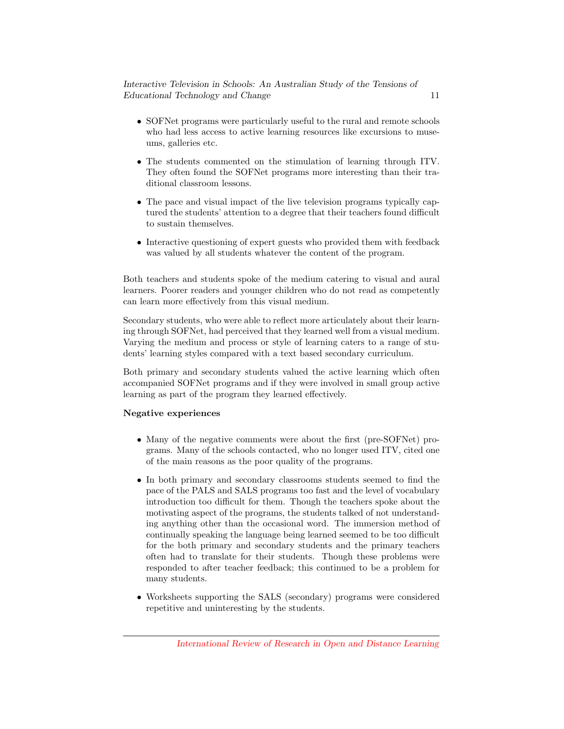- SOFNet programs were particularly useful to the rural and remote schools who had less access to active learning resources like excursions to museums, galleries etc.

- The students commented on the stimulation of learning through ITV. They often found the SOFNet programs more interesting than their traditional classroom lessons.

- The pace and visual impact of the live television programs typically captured the students' attention to a degree that their teachers found difficult to sustain themselves.

- Interactive questioning of expert guests who provided them with feedback was valued by all students whatever the content of the program.

Both teachers and students spoke of the medium catering to visual and aural learners. Poorer readers and younger children who do not read as competently can learn more effectively from this visual medium.

Secondary students, who were able to reflect more articulately about their learning through SOFNet, had perceived that they learned well from a visual medium. Varying the medium and process or style of learning caters to a range of students' learning styles compared with a text based secondary curriculum.

Both primary and secondary students valued the active learning which often accompanied SOFNet programs and if they were involved in small group active learning as part of the program they learned effectively.

**Negative experiences**

- Many of the negative comments were about the first (pre-SOFNet) programs. Many of the schools contacted, who no longer used ITV, cited one of the main reasons as the poor quality of the programs.

- In both primary and secondary classrooms students seemed to find the pace of the PALS and SALS programs too fast and the level of vocabulary introduction too difficult for them. Though the teachers spoke about the motivating aspect of the programs, the students talked of not understanding anything other than the occasional word. The immersion method of continually speaking the language being learned seemed to be too difficult for the both primary and secondary students and the primary teachers often had to translate for their students. Though these problems were responded to after teacher feedback; this continued to be a problem for many students.

- Worksheets supporting the SALS (secondary) programs were considered repetitive and uninteresting by the students.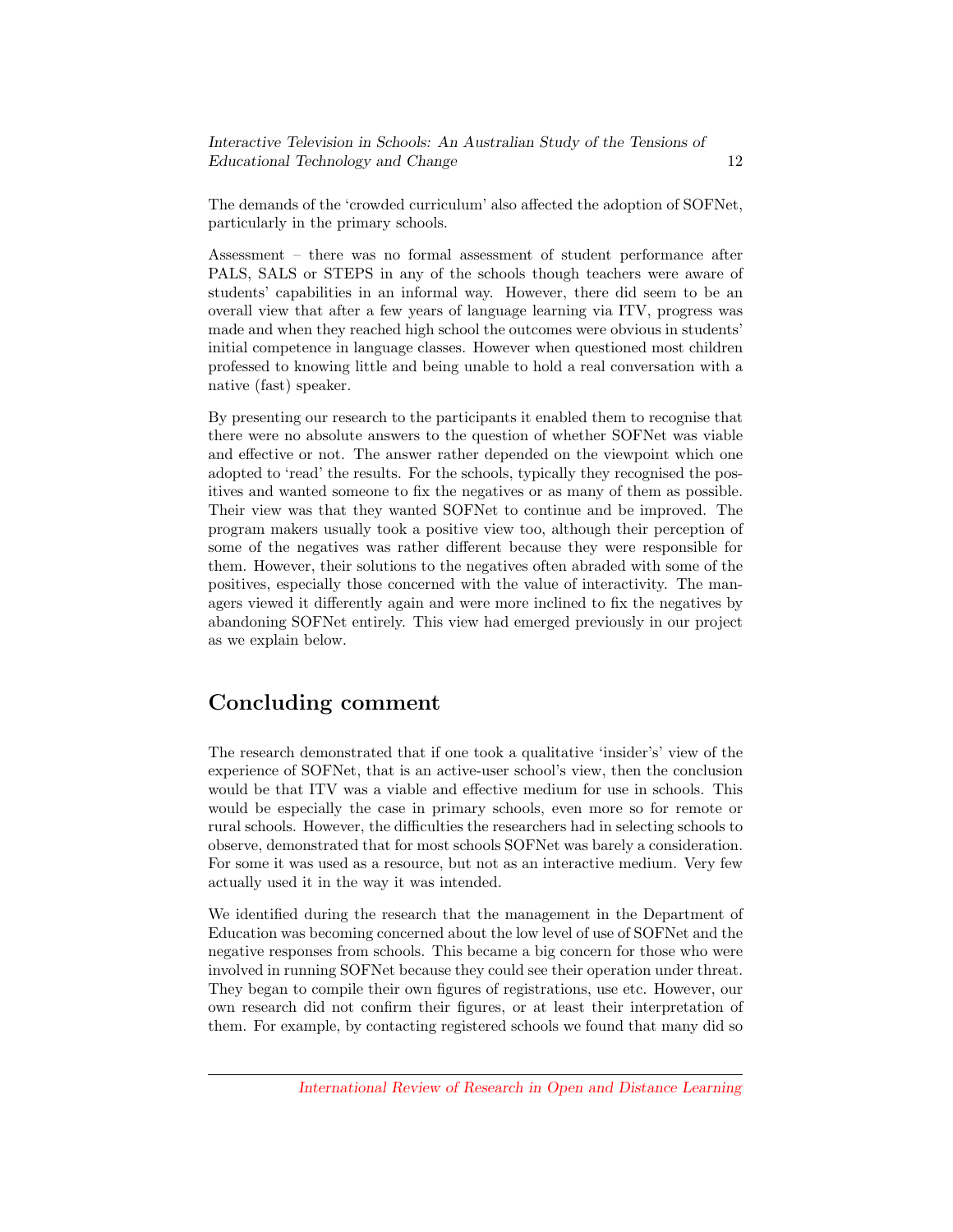The demands of the 'crowded curriculum' also affected the adoption of SOFNet, particularly in the primary schools.

Assessment – there was no formal assessment of student performance after PALS, SALS or STEPS in any of the schools though teachers were aware of students' capabilities in an informal way. However, there did seem to be an overall view that after a few years of language learning via ITV, progress was made and when they reached high school the outcomes were obvious in students' initial competence in language classes. However when questioned most children professed to knowing little and being unable to hold a real conversation with a native (fast) speaker.

By presenting our research to the participants it enabled them to recognise that there were no absolute answers to the question of whether SOFNet was viable and effective or not. The answer rather depended on the viewpoint which one adopted to 'read' the results. For the schools, typically they recognised the positives and wanted someone to fix the negatives or as many of them as possible. Their view was that they wanted SOFNet to continue and be improved. The program makers usually took a positive view too, although their perception of some of the negatives was rather different because they were responsible for them. However, their solutions to the negatives often abraded with some of the positives, especially those concerned with the value of interactivity. The managers viewed it differently again and were more inclined to fix the negatives by abandoning SOFNet entirely. This view had emerged previously in our project as we explain below.

## Concluding comment

The research demonstrated that if one took a qualitative 'insider's' view of the experience of SOFNet, that is an active-user school's view, then the conclusion would be that ITV was a viable and effective medium for use in schools. This would be especially the case in primary schools, even more so for remote or rural schools. However, the difficulties the researchers had in selecting schools to observe, demonstrated that for most schools SOFNet was barely a consideration. For some it was used as a resource, but not as an interactive medium. Very few actually used it in the way it was intended.

We identified during the research that the management in the Department of Education was becoming concerned about the low level of use of SOFNet and the negative responses from schools. This became a big concern for those who were involved in running SOFNet because they could see their operation under threat. They began to compile their own figures of registrations, use etc. However, our own research did not confirm their figures, or at least their interpretation of them. For example, by contacting registered schools we found that many did so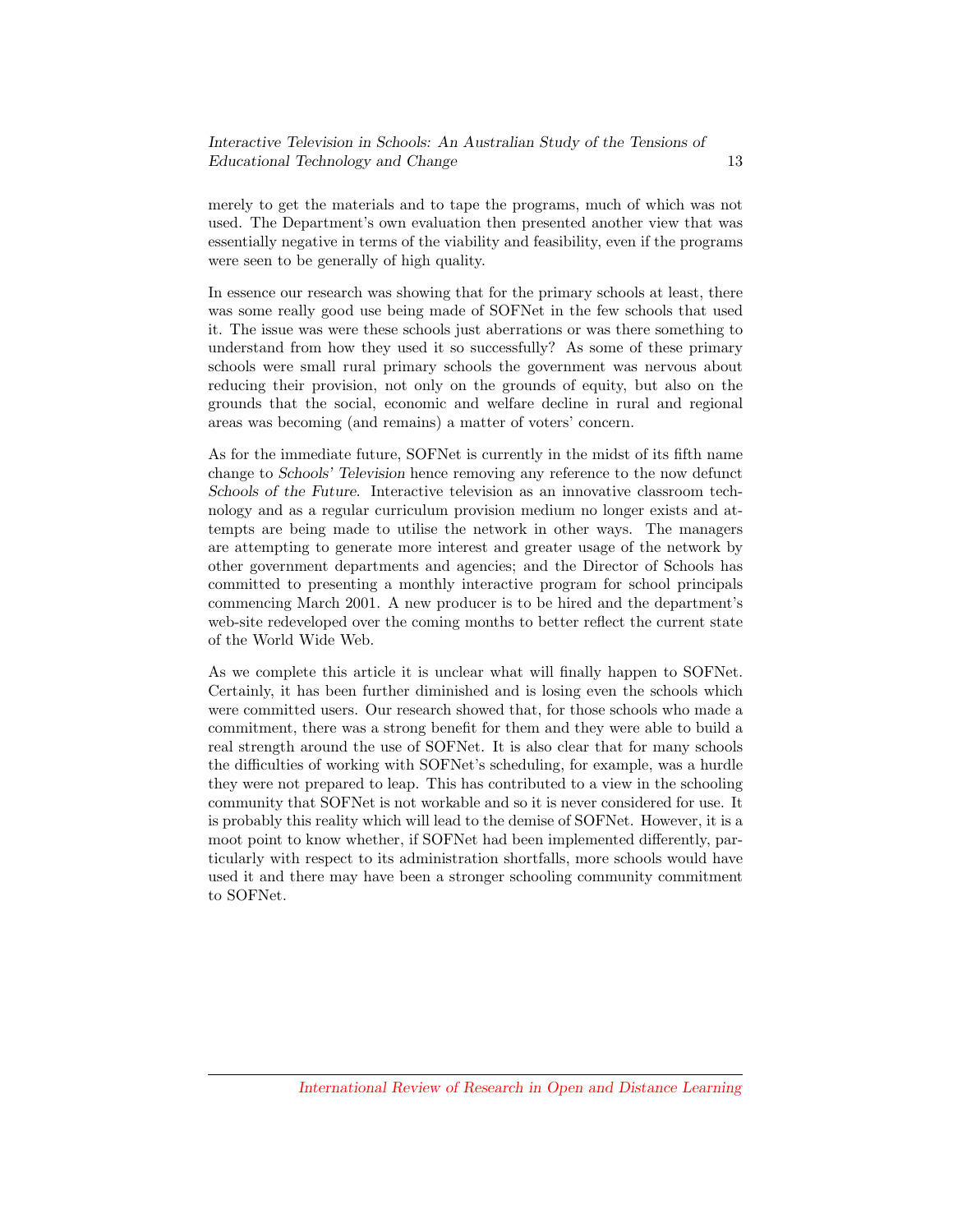merely to get the materials and to tape the programs, much of which was not used. The Department's own evaluation then presented another view that was essentially negative in terms of the viability and feasibility, even if the programs were seen to be generally of high quality.

In essence our research was showing that for the primary schools at least, there was some really good use being made of SOFNet in the few schools that used it. The issue was were these schools just aberrations or was there something to understand from how they used it so successfully? As some of these primary schools were small rural primary schools the government was nervous about reducing their provision, not only on the grounds of equity, but also on the grounds that the social, economic and welfare decline in rural and regional areas was becoming (and remains) a matter of voters' concern.

As for the immediate future, SOFNet is currently in the midst of its fifth name change to *Schools' Television* hence removing any reference to the now defunct *Schools of the Future*. Interactive television as an innovative classroom technology and as a regular curriculum provision medium no longer exists and attempts are being made to utilise the network in other ways. The managers are attempting to generate more interest and greater usage of the network by other government departments and agencies; and the Director of Schools has committed to presenting a monthly interactive program for school principals commencing March 2001. A new producer is to be hired and the department's web-site redeveloped over the coming months to better reflect the current state of the World Wide Web.

As we complete this article it is unclear what will finally happen to SOFNet. Certainly, it has been further diminished and is losing even the schools which were committed users. Our research showed that, for those schools who made a commitment, there was a strong benefit for them and they were able to build a real strength around the use of SOFNet. It is also clear that for many schools the difficulties of working with SOFNet's scheduling, for example, was a hurdle they were not prepared to leap. This has contributed to a view in the schooling community that SOFNet is not workable and so it is never considered for use. It is probably this reality which will lead to the demise of SOFNet. However, it is a moot point to know whether, if SOFNet had been implemented differently, particularly with respect to its administration shortfalls, more schools would have used it and there may have been a stronger schooling community commitment to SOFNet.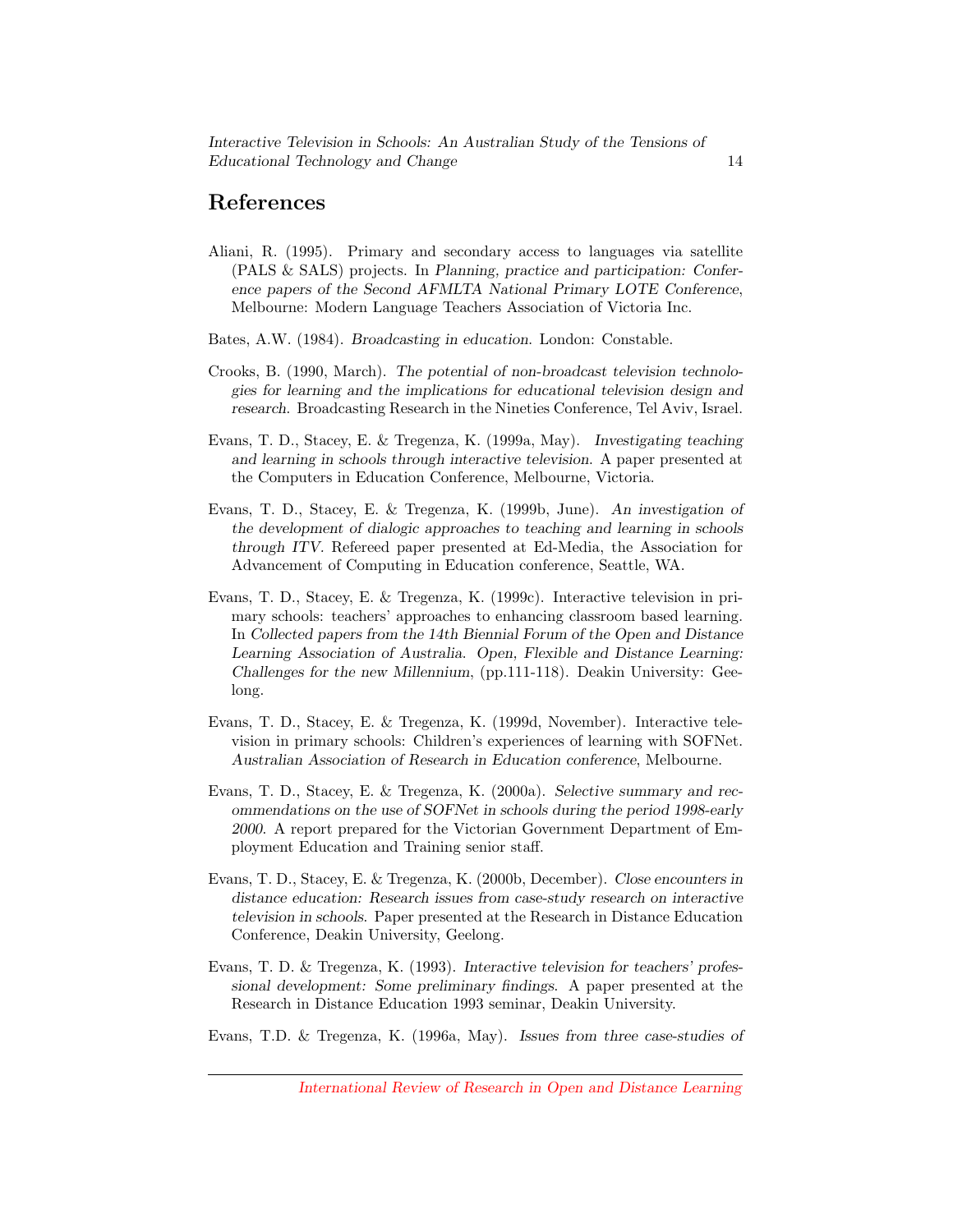## References

Aliani, R. (1995). Primary and secondary access to languages via satellite (PALS & SALS) projects. In *Planning, practice and participation: Conference papers of the Second AFMLTA National Primary LOTE Conference*, Melbourne: Modern Language Teachers Association of Victoria Inc.

Bates, A.W. (1984). *Broadcasting in education*. London: Constable.

Crooks, B. (1990, March). *The potential of non-broadcast television technologies for learning and the implications for educational television design and research*. Broadcasting Research in the Nineties Conference, Tel Aviv, Israel.

Evans, T. D., Stacey, E. & Tregenza, K. (1999a, May). *Investigating teaching and learning in schools through interactive television*. A paper presented at the Computers in Education Conference, Melbourne, Victoria.

Evans, T. D., Stacey, E. & Tregenza, K. (1999b, June). *An investigation of the development of dialogic approaches to teaching and learning in schools through ITV*. Refereed paper presented at Ed-Media, the Association for Advancement of Computing in Education conference, Seattle, WA.

Evans, T. D., Stacey, E. & Tregenza, K. (1999c). Interactive television in primary schools: teachers' approaches to enhancing classroom based learning. In *Collected papers from the 14th Biennial Forum of the Open and Distance Learning Association of Australia. Open, Flexible and Distance Learning: Challenges for the new Millennium*, (pp.111-118). Deakin University: Geelong.

Evans, T. D., Stacey, E. & Tregenza, K. (1999d, November). Interactive television in primary schools: Children's experiences of learning with SOFNet. *Australian Association of Research in Education conference*, Melbourne.

Evans, T. D., Stacey, E. & Tregenza, K. (2000a). *Selective summary and recommendations on the use of SOFNet in schools during the period 1998-early 2000*. A report prepared for the Victorian Government Department of Employment Education and Training senior staff.

Evans, T. D., Stacey, E. & Tregenza, K. (2000b, December). *Close encounters in distance education: Research issues from case-study research on interactive television in schools*. Paper presented at the Research in Distance Education Conference, Deakin University, Geelong.

Evans, T. D. & Tregenza, K. (1993). *Interactive television for teachers' professional development: Some preliminary findings*. A paper presented at the Research in Distance Education 1993 seminar, Deakin University.

Evans, T.D. & Tregenza, K. (1996a, May). *Issues from three case-studies of*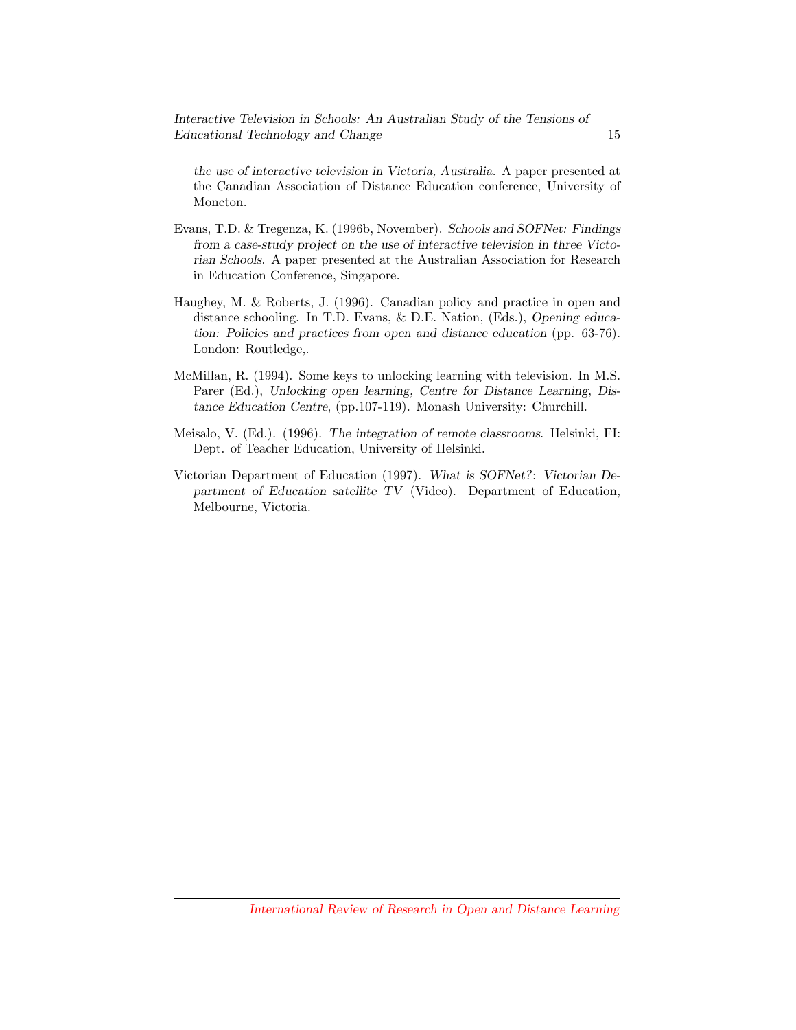*the use of interactive television in Victoria, Australia*. A paper presented at the Canadian Association of Distance Education conference, University of Moncton.

Evans, T.D. & Tregenza, K. (1996b, November). *Schools and SOFNet: Findings from a case-study project on the use of interactive television in three Victorian Schools*. A paper presented at the Australian Association for Research in Education Conference, Singapore.

Haughey, M. & Roberts, J. (1996). Canadian policy and practice in open and distance schooling. In T.D. Evans, & D.E. Nation, (Eds.), *Opening education: Policies and practices from open and distance education* (pp. 63-76). London: Routledge,.

McMillan, R. (1994). Some keys to unlocking learning with television. In M.S. Parer (Ed.), *Unlocking open learning, Centre for Distance Learning, Distance Education Centre*, (pp.107-119). Monash University: Churchill.

Meisalo, V. (Ed.). (1996). *The integration of remote classrooms*. Helsinki, FI: Dept. of Teacher Education, University of Helsinki.

Victorian Department of Education (1997). *What is SOFNet?: Victorian Department of Education satellite TV* (Video). Department of Education, Melbourne, Victoria.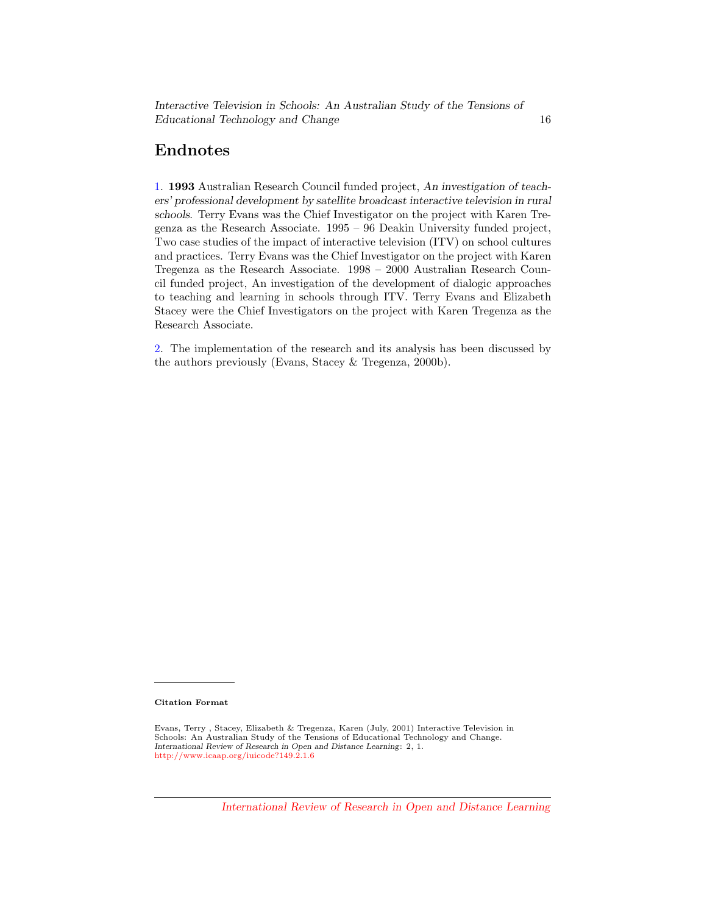## Endnotes

1. **1993** Australian Research Council funded project, *An investigation of teachers' professional development by satellite broadcast interactive television in rural schools*. Terry Evans was the Chief Investigator on the project with Karen Tregenza as the Research Associate. 1995 – 96 Deakin University funded project, Two case studies of the impact of interactive television (ITV) on school cultures and practices. Terry Evans was the Chief Investigator on the project with Karen Tregenza as the Research Associate. 1998 – 2000 Australian Research Council funded project, An investigation of the development of dialogic approaches to teaching and learning in schools through ITV. Terry Evans and Elizabeth Stacey were the Chief Investigators on the project with Karen Tregenza as the Research Associate.

2. The implementation of the research and its analysis has been discussed by the authors previously (Evans, Stacey & Tregenza, 2000b).

---

**Citation Format**

Evans, Terry , Stacey, Elizabeth & Tregenza, Karen (July, 2001) Interactive Television in Schools: An Australian Study of the Tensions of Educational Technology and Change. *International Review of Research in Open and Distance Learning*: 2, 1. http://www.icaap.org/iuicode?149.2.1.6